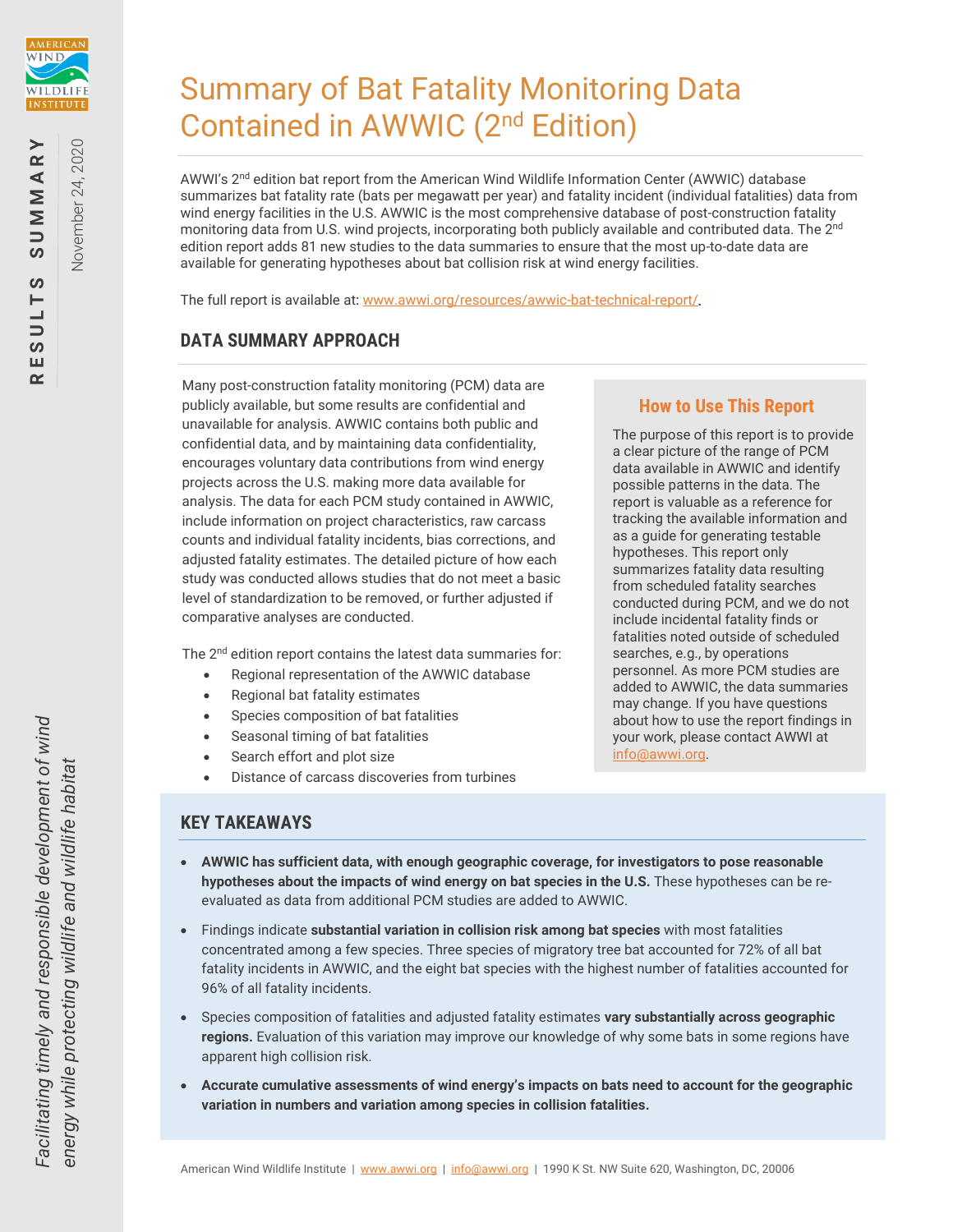# Summary of Bat Fatality Monitoring Data Contained in AWWIC (2nd Edition)

RESULTS SUMMARY

November 24, 2020

AWWI's 2nd edition bat report from the American Wind Wildlife Information Center (AWWIC) database summarizes bat fatality rate (bats per megawatt per year) and fatality incident (individual fatalities) data from wind energy facilities in the U.S. AWWIC is the most comprehensive database of post-construction fatality monitoring data from U.S. wind projects, incorporating both publicly available and contributed data. The 2nd edition report adds 81 new studies to the data summaries to ensure that the most up-to-date data are available for generating hypotheses about bat collision risk at wind energy facilities.

The full report is available at: www.awwi.org/resources/awwic-bat-technical-report/.

## DATA SUMMARY APPROACH

Many post-construction fatality monitoring (PCM) data are publicly available, but some results are confidential and unavailable for analysis. AWWIC contains both public and confidential data, and by maintaining data confidentiality, encourages voluntary data contributions from wind energy projects across the U.S. making more data available for analysis. The data for each PCM study contained in AWWIC, include information on project characteristics, raw carcass counts and individual fatality incidents, bias corrections, and adjusted fatality estimates. The detailed picture of how each study was conducted allows studies that do not meet a basic level of standardization to be removed, or further adjusted if comparative analyses are conducted.

The 2nd edition report contains the latest data summaries for:

- Regional representation of the AWWIC database
- Regional bat fatality estimates
- Species composition of bat fatalities
- Seasonal timing of bat fatalities
- Search effort and plot size
- Distance of carcass discoveries from turbines

### How to Use This Report

The purpose of this report is to provide a clear picture of the range of PCM data available in AWWIC and identify possible patterns in the data. The report is valuable as a reference for tracking the available information and as a guide for generating testable hypotheses. This report only summarizes fatality data resulting from scheduled fatality searches conducted during PCM, and we do not include incidental fatality finds or fatalities noted outside of scheduled searches, e.g., by operations personnel. As more PCM studies are added to AWWIC, the data summaries may change. If you have questions about how to use the report findings in your work, please contact AWWI at info@awwi.org.

## KEY TAKEAWAYS

- **AWWIC has sufficient data, with enough geographic coverage, for investigators to pose reasonable hypotheses about the impacts of wind energy on bat species in the U.S.** These hypotheses can be re-evaluated as data from additional PCM studies are added to AWWIC.
- Findings indicate **substantial variation in collision risk among bat species** with most fatalities concentrated among a few species. Three species of migratory tree bat accounted for 72% of all bat fatality incidents in AWWIC, and the eight bat species with the highest number of fatalities accounted for 96% of all fatality incidents.
- Species composition of fatalities and adjusted fatality estimates **vary substantially across geographic regions.** Evaluation of this variation may improve our knowledge of why some bats in some regions have apparent high collision risk.
- **Accurate cumulative assessments of wind energy's impacts on bats need to account for the geographic variation in numbers and variation among species in collision fatalities.**

*Facilitating timely and responsible development of wind energy while protecting wildlife and wildlife habitat*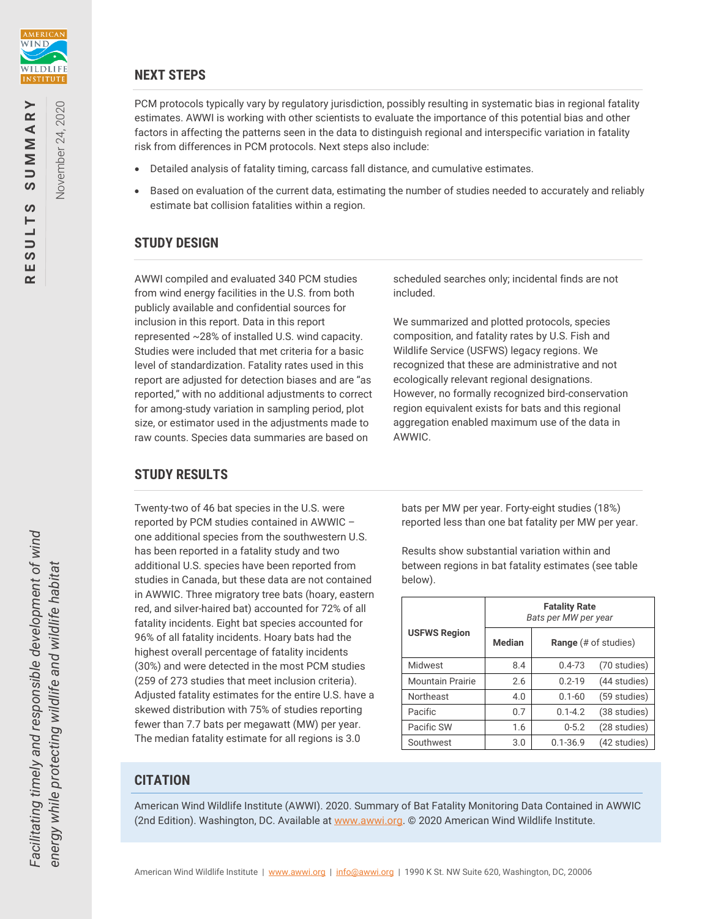## NEXT STEPS

PCM protocols typically vary by regulatory jurisdiction, possibly resulting in systematic bias in regional fatality estimates. AWWI is working with other scientists to evaluate the importance of this potential bias and other factors in affecting the patterns seen in the data to distinguish regional and interspecific variation in fatality risk from differences in PCM protocols. Next steps also include:

- Detailed analysis of fatality timing, carcass fall distance, and cumulative estimates.
- Based on evaluation of the current data, estimating the number of studies needed to accurately and reliably estimate bat collision fatalities within a region.

## STUDY DESIGN

AWWI compiled and evaluated 340 PCM studies from wind energy facilities in the U.S. from both publicly available and confidential sources for inclusion in this report. Data in this report represented ~28% of installed U.S. wind capacity. Studies were included that met criteria for a basic level of standardization. Fatality rates used in this report are adjusted for detection biases and are "as reported," with no additional adjustments to correct for among-study variation in sampling period, plot size, or estimator used in the adjustments made to raw counts. Species data summaries are based on scheduled searches only; incidental finds are not included.

We summarized and plotted protocols, species composition, and fatality rates by U.S. Fish and Wildlife Service (USFWS) legacy regions. We recognized that these are administrative and not ecologically relevant regional designations. However, no formally recognized bird-conservation region equivalent exists for bats and this regional aggregation enabled maximum use of the data in AWWIC.

## STUDY RESULTS

Twenty-two of 46 bat species in the U.S. were reported by PCM studies contained in AWWIC – one additional species from the southwestern U.S. has been reported in a fatality study and two additional U.S. species have been reported from studies in Canada, but these data are not contained in AWWIC. Three migratory tree bats (hoary, eastern red, and silver-haired bat) accounted for 72% of all fatality incidents. Eight bat species accounted for 96% of all fatality incidents. Hoary bats had the highest overall percentage of fatality incidents (30%) and were detected in the most PCM studies (259 of 273 studies that meet inclusion criteria). Adjusted fatality estimates for the entire U.S. have a skewed distribution with 75% of studies reporting fewer than 7.7 bats per megawatt (MW) per year. The median fatality estimate for all regions is 3.0 bats per MW per year. Forty-eight studies (18%) reported less than one bat fatality per MW per year.

Results show substantial variation within and between regions in bat fatality estimates (see table below).

| USFWS Region | **Fatality Rate** *Bats per MW per year* | | |
|---|---|---|---|
| | **Median** | **Range** (# of studies) | |
| Midwest | 8.4 | 0.4-73 | (70 studies) |
| Mountain Prairie | 2.6 | 0.2-19 | (44 studies) |
| Northeast | 4.0 | 0.1-60 | (59 studies) |
| Pacific | 0.7 | 0.1-4.2 | (38 studies) |
| Pacific SW | 1.6 | 0-5.2 | (28 studies) |
| Southwest | 3.0 | 0.1-36.9 | (42 studies) |

## CITATION

American Wind Wildlife Institute (AWWI). 2020. Summary of Bat Fatality Monitoring Data Contained in AWWIC (2nd Edition). Washington, DC. Available at www.awwi.org. © 2020 American Wind Wildlife Institute.